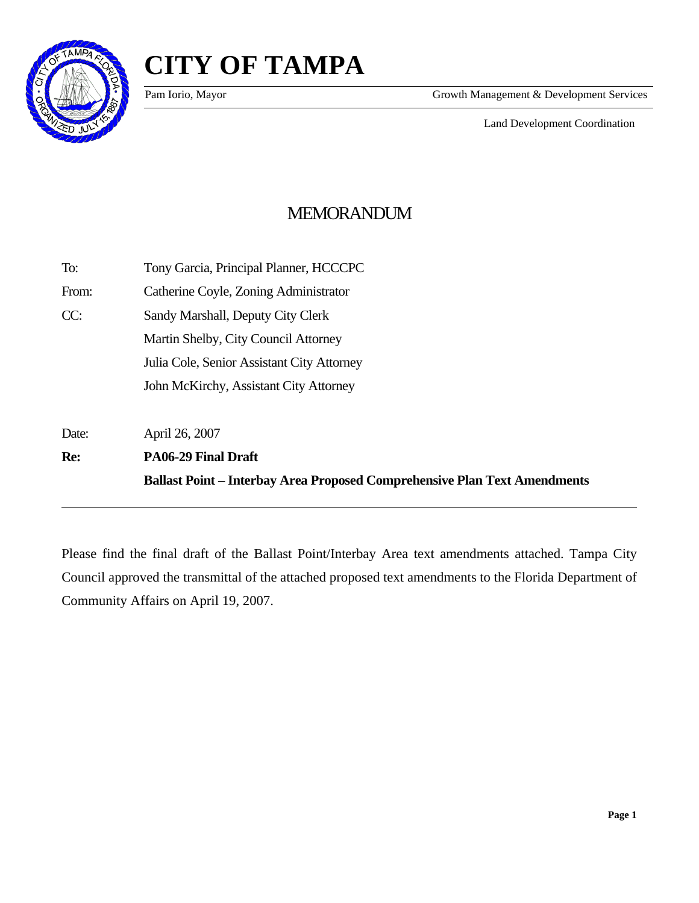# CITY OF TAMPA

Pam Iorio, Mayor — Growth Management & Development Services

Land Development Coordination

## MEMORANDUM

To: Tony Garcia, Principal Planner, HCCCPC

From: Catherine Coyle, Zoning Administrator

CC: Sandy Marshall, Deputy City Clerk
Martin Shelby, City Council Attorney
Julia Cole, Senior Assistant City Attorney
John McKirchy, Assistant City Attorney

Date: April 26, 2007

**Re: PA06-29 Final Draft**
**Ballast Point – Interbay Area Proposed Comprehensive Plan Text Amendments**

---

Please find the final draft of the Ballast Point/Interbay Area text amendments attached. Tampa City Council approved the transmittal of the attached proposed text amendments to the Florida Department of Community Affairs on April 19, 2007.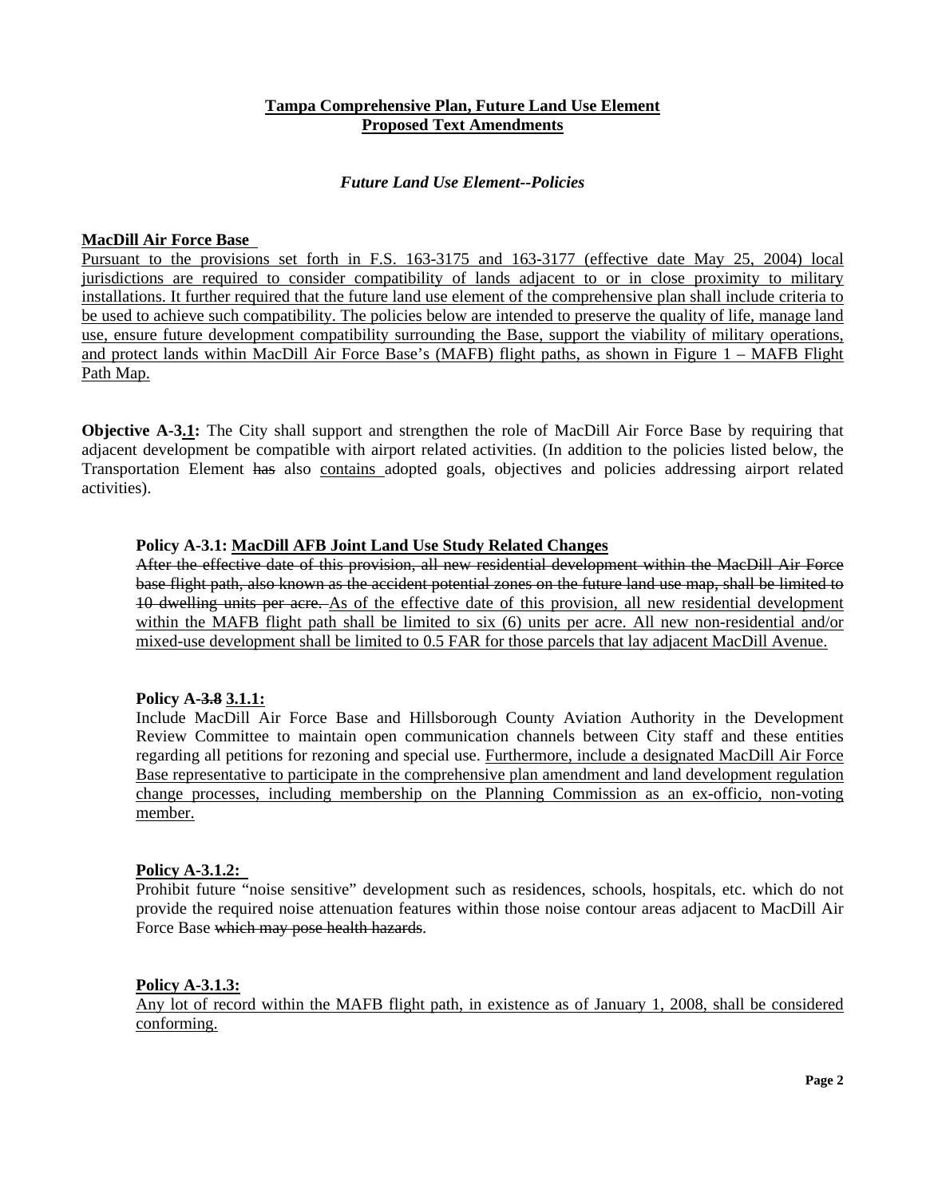**Tampa Comprehensive Plan, Future Land Use Element**
**Proposed Text Amendments**

*Future Land Use Element--Policies*

**MacDill Air Force Base**

Pursuant to the provisions set forth in F.S. 163-3175 and 163-3177 (effective date May 25, 2004) local jurisdictions are required to consider compatibility of lands adjacent to or in close proximity to military installations. It further required that the future land use element of the comprehensive plan shall include criteria to be used to achieve such compatibility. The policies below are intended to preserve the quality of life, manage land use, ensure future development compatibility surrounding the Base, support the viability of military operations, and protect lands within MacDill Air Force Base's (MAFB) flight paths, as shown in Figure 1 – MAFB Flight Path Map.

**Objective A-3.1:** The City shall support and strengthen the role of MacDill Air Force Base by requiring that adjacent development be compatible with airport related activities. (In addition to the policies listed below, the Transportation Element ~~has~~ also contains adopted goals, objectives and policies addressing airport related activities).

**Policy A-3.1: MacDill AFB Joint Land Use Study Related Changes**

~~After the effective date of this provision, all new residential development within the MacDill Air Force base flight path, also known as the accident potential zones on the future land use map, shall be limited to 10 dwelling units per acre.~~ As of the effective date of this provision, all new residential development within the MAFB flight path shall be limited to six (6) units per acre. All new non-residential and/or mixed-use development shall be limited to 0.5 FAR for those parcels that lay adjacent MacDill Avenue.

**Policy A-~~3.8~~ 3.1.1:**

Include MacDill Air Force Base and Hillsborough County Aviation Authority in the Development Review Committee to maintain open communication channels between City staff and these entities regarding all petitions for rezoning and special use. Furthermore, include a designated MacDill Air Force Base representative to participate in the comprehensive plan amendment and land development regulation change processes, including membership on the Planning Commission as an ex-officio, non-voting member.

**Policy A-3.1.2:**

Prohibit future "noise sensitive" development such as residences, schools, hospitals, etc. which do not provide the required noise attenuation features within those noise contour areas adjacent to MacDill Air Force Base ~~which may pose health hazards~~.

**Policy A-3.1.3:**

Any lot of record within the MAFB flight path, in existence as of January 1, 2008, shall be considered conforming.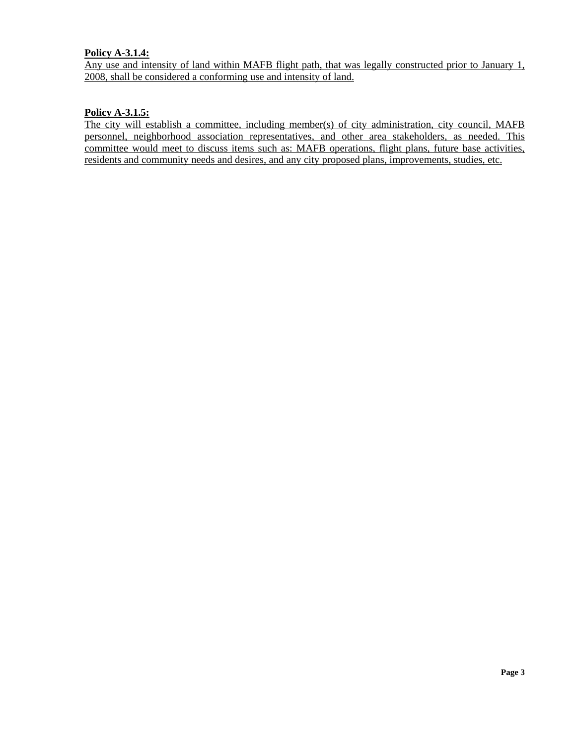**Policy A-3.1.4:**

Any use and intensity of land within MAFB flight path, that was legally constructed prior to January 1, 2008, shall be considered a conforming use and intensity of land.

**Policy A-3.1.5:**

The city will establish a committee, including member(s) of city administration, city council, MAFB personnel, neighborhood association representatives, and other area stakeholders, as needed. This committee would meet to discuss items such as: MAFB operations, flight plans, future base activities, residents and community needs and desires, and any city proposed plans, improvements, studies, etc.